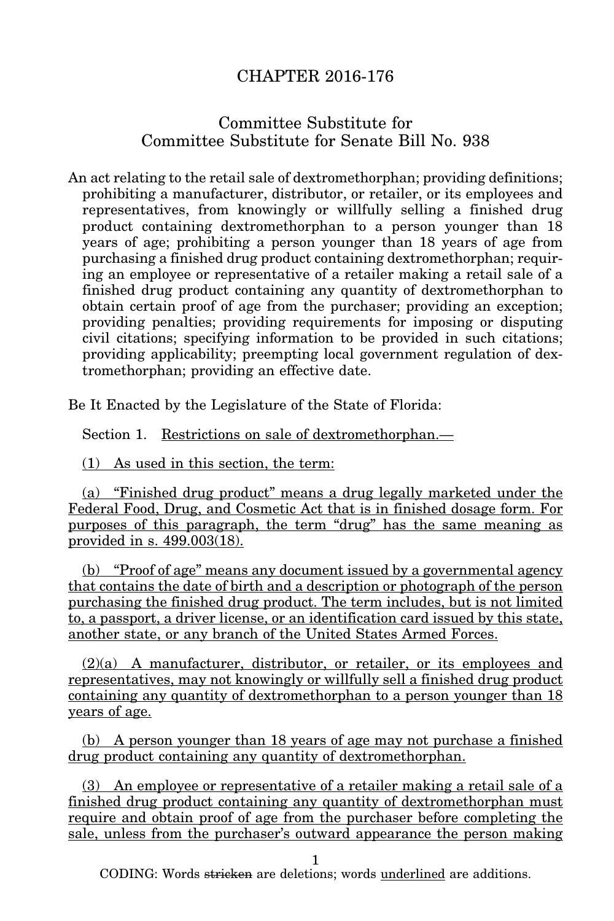# CHAPTER 2016-176

## Committee Substitute for Committee Substitute for Senate Bill No. 938

An act relating to the retail sale of dextromethorphan; providing definitions; prohibiting a manufacturer, distributor, or retailer, or its employees and representatives, from knowingly or willfully selling a finished drug product containing dextromethorphan to a person younger than 18 years of age; prohibiting a person younger than 18 years of age from purchasing a finished drug product containing dextromethorphan; requiring an employee or representative of a retailer making a retail sale of a finished drug product containing any quantity of dextromethorphan to obtain certain proof of age from the purchaser; providing an exception; providing penalties; providing requirements for imposing or disputing civil citations; specifying information to be provided in such citations; providing applicability; preempting local government regulation of dextromethorphan; providing an effective date.

Be It Enacted by the Legislature of the State of Florida:

Section 1. Restrictions on sale of dextromethorphan.—

(1) As used in this section, the term:

(a) "Finished drug product" means a drug legally marketed under the Federal Food, Drug, and Cosmetic Act that is in finished dosage form. For purposes of this paragraph, the term "drug" has the same meaning as provided in s. 499.003(18).

(b) "Proof of age" means any document issued by a governmental agency that contains the date of birth and a description or photograph of the person purchasing the finished drug product. The term includes, but is not limited to, a passport, a driver license, or an identification card issued by this state, another state, or any branch of the United States Armed Forces.

(2)(a) A manufacturer, distributor, or retailer, or its employees and representatives, may not knowingly or willfully sell a finished drug product containing any quantity of dextromethorphan to a person younger than 18 years of age.

(b) A person younger than 18 years of age may not purchase a finished drug product containing any quantity of dextromethorphan.

(3) An employee or representative of a retailer making a retail sale of a finished drug product containing any quantity of dextromethorphan must require and obtain proof of age from the purchaser before completing the sale, unless from the purchaser's outward appearance the person making

CODING: Words ~~stricken~~ are deletions; words underlined are additions.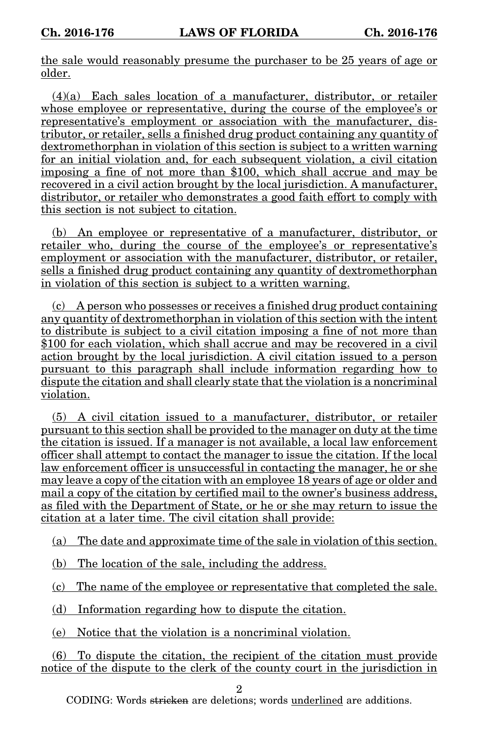the sale would reasonably presume the purchaser to be 25 years of age or older.

(4)(a) Each sales location of a manufacturer, distributor, or retailer whose employee or representative, during the course of the employee's or representative's employment or association with the manufacturer, distributor, or retailer, sells a finished drug product containing any quantity of dextromethorphan in violation of this section is subject to a written warning for an initial violation and, for each subsequent violation, a civil citation imposing a fine of not more than $100, which shall accrue and may be recovered in a civil action brought by the local jurisdiction. A manufacturer, distributor, or retailer who demonstrates a good faith effort to comply with this section is not subject to citation.

(b) An employee or representative of a manufacturer, distributor, or retailer who, during the course of the employee's or representative's employment or association with the manufacturer, distributor, or retailer, sells a finished drug product containing any quantity of dextromethorphan in violation of this section is subject to a written warning.

(c) A person who possesses or receives a finished drug product containing any quantity of dextromethorphan in violation of this section with the intent to distribute is subject to a civil citation imposing a fine of not more than $100 for each violation, which shall accrue and may be recovered in a civil action brought by the local jurisdiction. A civil citation issued to a person pursuant to this paragraph shall include information regarding how to dispute the citation and shall clearly state that the violation is a noncriminal violation.

(5) A civil citation issued to a manufacturer, distributor, or retailer pursuant to this section shall be provided to the manager on duty at the time the citation is issued. If a manager is not available, a local law enforcement officer shall attempt to contact the manager to issue the citation. If the local law enforcement officer is unsuccessful in contacting the manager, he or she may leave a copy of the citation with an employee 18 years of age or older and mail a copy of the citation by certified mail to the owner's business address, as filed with the Department of State, or he or she may return to issue the citation at a later time. The civil citation shall provide:

(a) The date and approximate time of the sale in violation of this section.

(b) The location of the sale, including the address.

(c) The name of the employee or representative that completed the sale.

(d) Information regarding how to dispute the citation.

(e) Notice that the violation is a noncriminal violation.

(6) To dispute the citation, the recipient of the citation must provide notice of the dispute to the clerk of the county court in the jurisdiction in

CODING: Words ~~stricken~~ are deletions; words underlined are additions.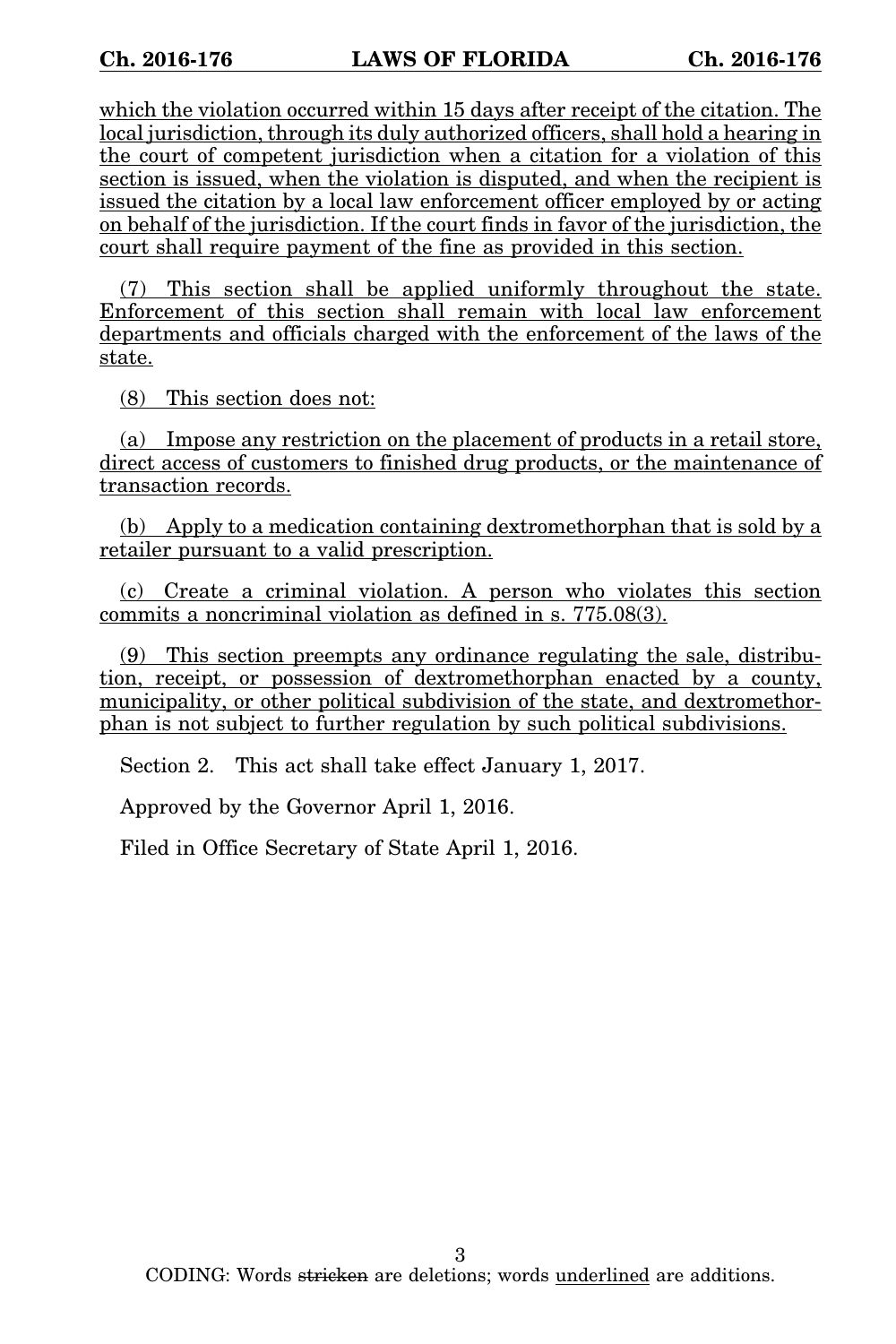which the violation occurred within 15 days after receipt of the citation. The local jurisdiction, through its duly authorized officers, shall hold a hearing in the court of competent jurisdiction when a citation for a violation of this section is issued, when the violation is disputed, and when the recipient is issued the citation by a local law enforcement officer employed by or acting on behalf of the jurisdiction. If the court finds in favor of the jurisdiction, the court shall require payment of the fine as provided in this section.

(7) This section shall be applied uniformly throughout the state. Enforcement of this section shall remain with local law enforcement departments and officials charged with the enforcement of the laws of the state.

(8) This section does not:

(a) Impose any restriction on the placement of products in a retail store, direct access of customers to finished drug products, or the maintenance of transaction records.

(b) Apply to a medication containing dextromethorphan that is sold by a retailer pursuant to a valid prescription.

(c) Create a criminal violation. A person who violates this section commits a noncriminal violation as defined in s. 775.08(3).

(9) This section preempts any ordinance regulating the sale, distribution, receipt, or possession of dextromethorphan enacted by a county, municipality, or other political subdivision of the state, and dextromethorphan is not subject to further regulation by such political subdivisions.

Section 2. This act shall take effect January 1, 2017.

Approved by the Governor April 1, 2016.

Filed in Office Secretary of State April 1, 2016.

CODING: Words stricken are deletions; words underlined are additions.